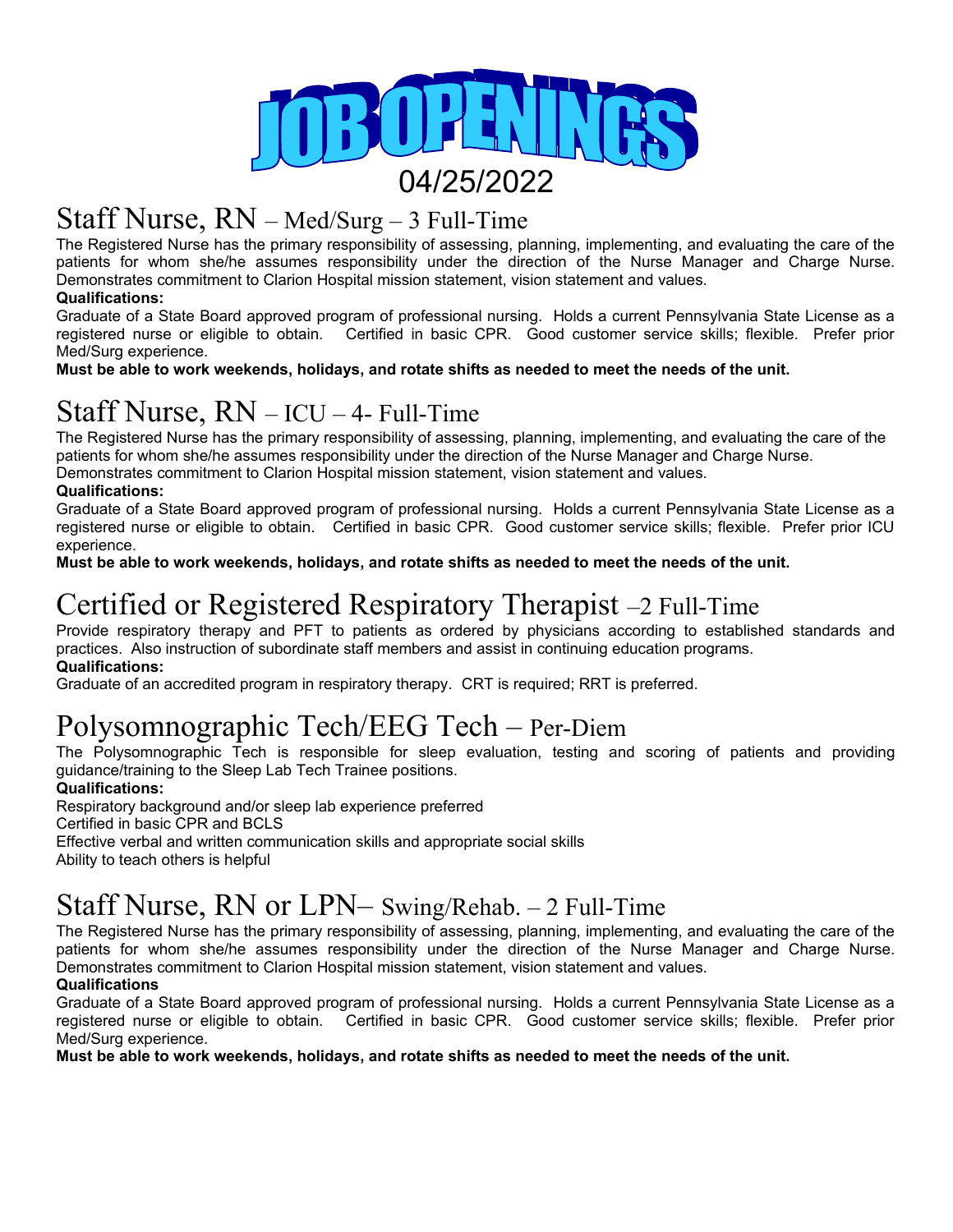# JOB OPENINGS

04/25/2022

## Staff Nurse, RN – Med/Surg – 3 Full-Time

The Registered Nurse has the primary responsibility of assessing, planning, implementing, and evaluating the care of the patients for whom she/he assumes responsibility under the direction of the Nurse Manager and Charge Nurse. Demonstrates commitment to Clarion Hospital mission statement, vision statement and values.

**Qualifications:**

Graduate of a State Board approved program of professional nursing. Holds a current Pennsylvania State License as a registered nurse or eligible to obtain. Certified in basic CPR. Good customer service skills; flexible. Prefer prior Med/Surg experience.

**Must be able to work weekends, holidays, and rotate shifts as needed to meet the needs of the unit.**

## Staff Nurse, RN – ICU – 4- Full-Time

The Registered Nurse has the primary responsibility of assessing, planning, implementing, and evaluating the care of the patients for whom she/he assumes responsibility under the direction of the Nurse Manager and Charge Nurse. Demonstrates commitment to Clarion Hospital mission statement, vision statement and values.

**Qualifications:**

Graduate of a State Board approved program of professional nursing. Holds a current Pennsylvania State License as a registered nurse or eligible to obtain. Certified in basic CPR. Good customer service skills; flexible. Prefer prior ICU experience.

**Must be able to work weekends, holidays, and rotate shifts as needed to meet the needs of the unit.**

## Certified or Registered Respiratory Therapist –2 Full-Time

Provide respiratory therapy and PFT to patients as ordered by physicians according to established standards and practices. Also instruction of subordinate staff members and assist in continuing education programs.

**Qualifications:**

Graduate of an accredited program in respiratory therapy. CRT is required; RRT is preferred.

## Polysomnographic Tech/EEG Tech – Per-Diem

The Polysomnographic Tech is responsible for sleep evaluation, testing and scoring of patients and providing guidance/training to the Sleep Lab Tech Trainee positions.

**Qualifications:**

Respiratory background and/or sleep lab experience preferred

Certified in basic CPR and BCLS

Effective verbal and written communication skills and appropriate social skills

Ability to teach others is helpful

## Staff Nurse, RN or LPN– Swing/Rehab. – 2 Full-Time

The Registered Nurse has the primary responsibility of assessing, planning, implementing, and evaluating the care of the patients for whom she/he assumes responsibility under the direction of the Nurse Manager and Charge Nurse. Demonstrates commitment to Clarion Hospital mission statement, vision statement and values.

**Qualifications**

Graduate of a State Board approved program of professional nursing. Holds a current Pennsylvania State License as a registered nurse or eligible to obtain. Certified in basic CPR. Good customer service skills; flexible. Prefer prior Med/Surg experience.

**Must be able to work weekends, holidays, and rotate shifts as needed to meet the needs of the unit.**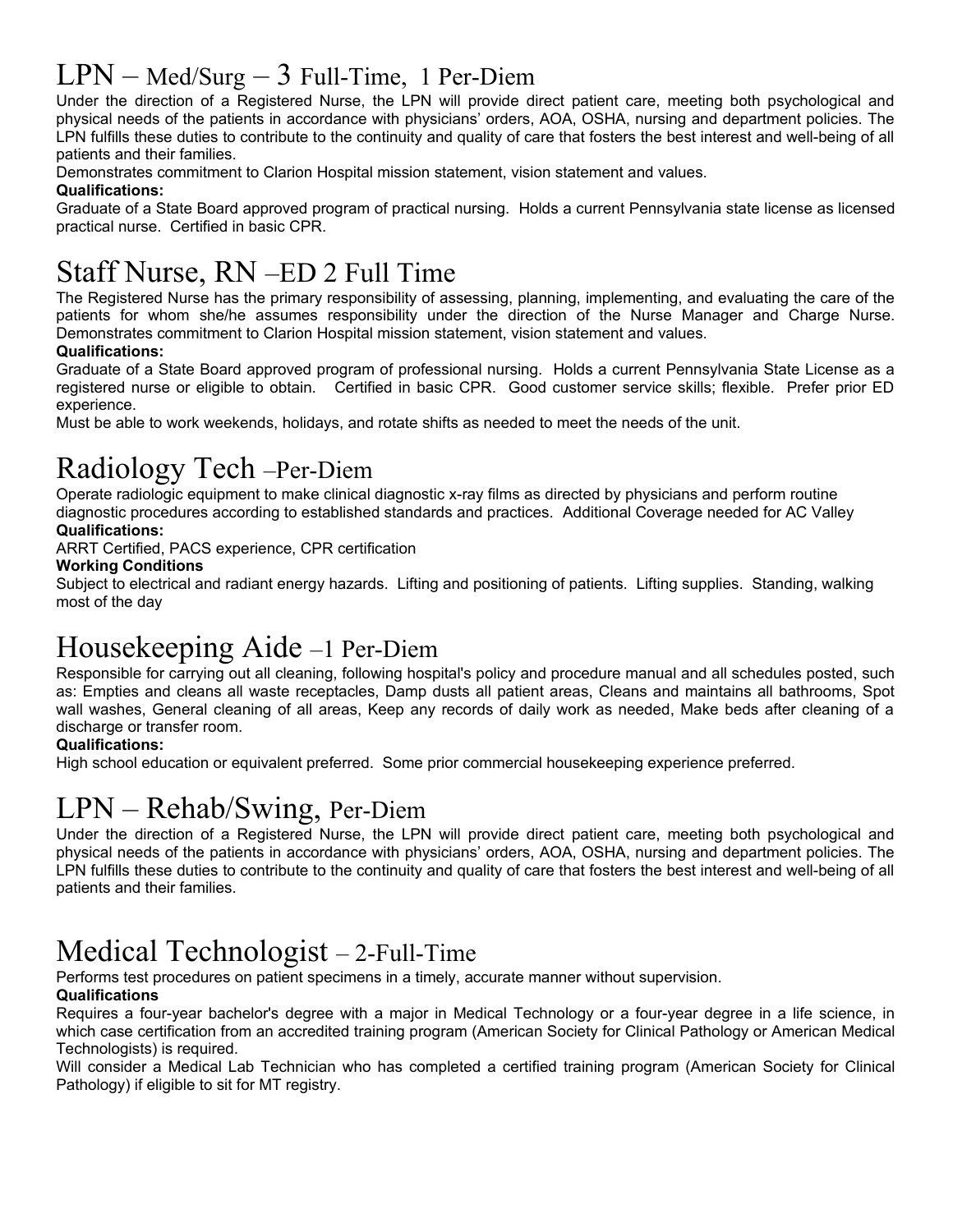## LPN – Med/Surg – 3 Full-Time, 1 Per-Diem

Under the direction of a Registered Nurse, the LPN will provide direct patient care, meeting both psychological and physical needs of the patients in accordance with physicians' orders, AOA, OSHA, nursing and department policies. The LPN fulfills these duties to contribute to the continuity and quality of care that fosters the best interest and well-being of all patients and their families.

Demonstrates commitment to Clarion Hospital mission statement, vision statement and values.

**Qualifications:**

Graduate of a State Board approved program of practical nursing. Holds a current Pennsylvania state license as licensed practical nurse. Certified in basic CPR.

## Staff Nurse, RN –ED 2 Full Time

The Registered Nurse has the primary responsibility of assessing, planning, implementing, and evaluating the care of the patients for whom she/he assumes responsibility under the direction of the Nurse Manager and Charge Nurse. Demonstrates commitment to Clarion Hospital mission statement, vision statement and values.

**Qualifications:**

Graduate of a State Board approved program of professional nursing. Holds a current Pennsylvania State License as a registered nurse or eligible to obtain. Certified in basic CPR. Good customer service skills; flexible. Prefer prior ED experience.

Must be able to work weekends, holidays, and rotate shifts as needed to meet the needs of the unit.

## Radiology Tech –Per-Diem

Operate radiologic equipment to make clinical diagnostic x-ray films as directed by physicians and perform routine diagnostic procedures according to established standards and practices. Additional Coverage needed for AC Valley

**Qualifications:**

ARRT Certified, PACS experience, CPR certification

**Working Conditions**

Subject to electrical and radiant energy hazards. Lifting and positioning of patients. Lifting supplies. Standing, walking most of the day

## Housekeeping Aide –1 Per-Diem

Responsible for carrying out all cleaning, following hospital's policy and procedure manual and all schedules posted, such as: Empties and cleans all waste receptacles, Damp dusts all patient areas, Cleans and maintains all bathrooms, Spot wall washes, General cleaning of all areas, Keep any records of daily work as needed, Make beds after cleaning of a discharge or transfer room.

**Qualifications:**

High school education or equivalent preferred. Some prior commercial housekeeping experience preferred.

## LPN – Rehab/Swing, Per-Diem

Under the direction of a Registered Nurse, the LPN will provide direct patient care, meeting both psychological and physical needs of the patients in accordance with physicians' orders, AOA, OSHA, nursing and department policies. The LPN fulfills these duties to contribute to the continuity and quality of care that fosters the best interest and well-being of all patients and their families.

## Medical Technologist – 2-Full-Time

Performs test procedures on patient specimens in a timely, accurate manner without supervision.

**Qualifications**

Requires a four-year bachelor's degree with a major in Medical Technology or a four-year degree in a life science, in which case certification from an accredited training program (American Society for Clinical Pathology or American Medical Technologists) is required.

Will consider a Medical Lab Technician who has completed a certified training program (American Society for Clinical Pathology) if eligible to sit for MT registry.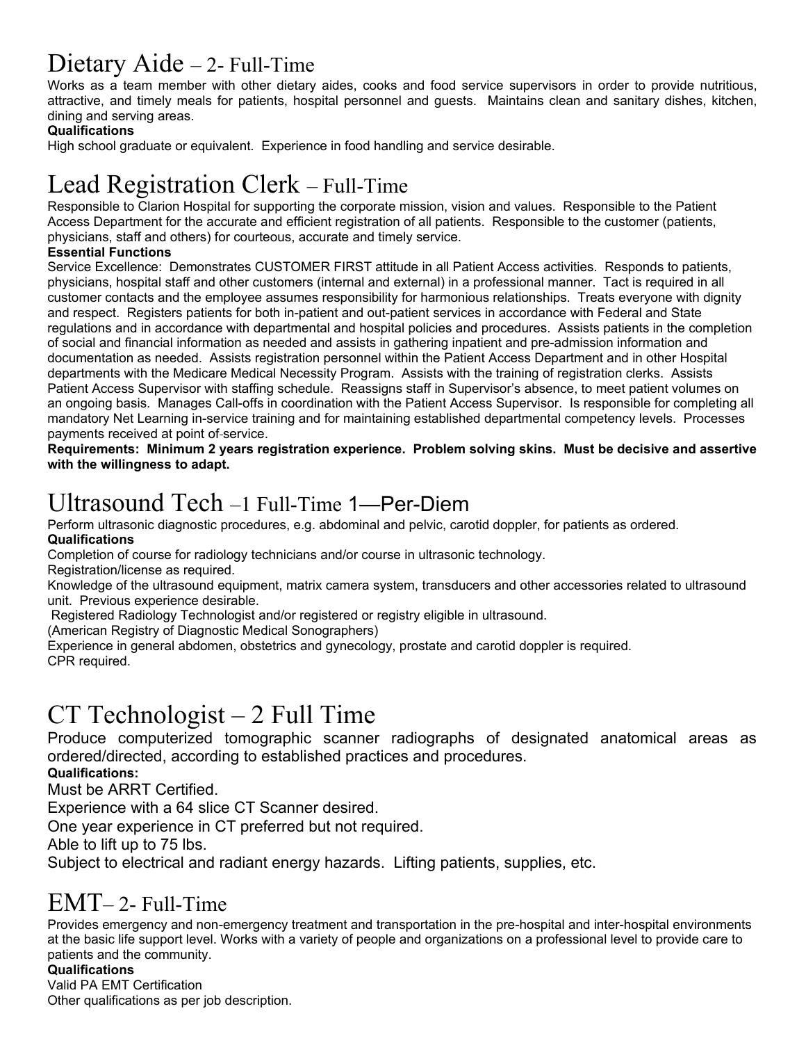## Dietary Aide – 2- Full-Time

Works as a team member with other dietary aides, cooks and food service supervisors in order to provide nutritious, attractive, and timely meals for patients, hospital personnel and guests. Maintains clean and sanitary dishes, kitchen, dining and serving areas.

**Qualifications**

High school graduate or equivalent. Experience in food handling and service desirable.

## Lead Registration Clerk – Full-Time

Responsible to Clarion Hospital for supporting the corporate mission, vision and values. Responsible to the Patient Access Department for the accurate and efficient registration of all patients. Responsible to the customer (patients, physicians, staff and others) for courteous, accurate and timely service.

**Essential Functions**

Service Excellence: Demonstrates CUSTOMER FIRST attitude in all Patient Access activities. Responds to patients, physicians, hospital staff and other customers (internal and external) in a professional manner. Tact is required in all customer contacts and the employee assumes responsibility for harmonious relationships. Treats everyone with dignity and respect. Registers patients for both in-patient and out-patient services in accordance with Federal and State regulations and in accordance with departmental and hospital policies and procedures. Assists patients in the completion of social and financial information as needed and assists in gathering inpatient and pre-admission information and documentation as needed. Assists registration personnel within the Patient Access Department and in other Hospital departments with the Medicare Medical Necessity Program. Assists with the training of registration clerks. Assists Patient Access Supervisor with staffing schedule. Reassigns staff in Supervisor's absence, to meet patient volumes on an ongoing basis. Manages Call-offs in coordination with the Patient Access Supervisor. Is responsible for completing all mandatory Net Learning in-service training and for maintaining established departmental competency levels. Processes payments received at point of-service.

**Requirements: Minimum 2 years registration experience. Problem solving skins. Must be decisive and assertive with the willingness to adapt.**

## Ultrasound Tech –1 Full-Time 1—Per-Diem

Perform ultrasonic diagnostic procedures, e.g. abdominal and pelvic, carotid doppler, for patients as ordered.

**Qualifications**

Completion of course for radiology technicians and/or course in ultrasonic technology.

Registration/license as required.

Knowledge of the ultrasound equipment, matrix camera system, transducers and other accessories related to ultrasound unit. Previous experience desirable.

Registered Radiology Technologist and/or registered or registry eligible in ultrasound.

(American Registry of Diagnostic Medical Sonographers)

Experience in general abdomen, obstetrics and gynecology, prostate and carotid doppler is required.

CPR required.

## CT Technologist – 2 Full Time

Produce computerized tomographic scanner radiographs of designated anatomical areas as ordered/directed, according to established practices and procedures.

**Qualifications:**

Must be ARRT Certified.

Experience with a 64 slice CT Scanner desired.

One year experience in CT preferred but not required.

Able to lift up to 75 lbs.

Subject to electrical and radiant energy hazards. Lifting patients, supplies, etc.

## EMT– 2- Full-Time

Provides emergency and non-emergency treatment and transportation in the pre-hospital and inter-hospital environments at the basic life support level. Works with a variety of people and organizations on a professional level to provide care to patients and the community.

**Qualifications**

Valid PA EMT Certification

Other qualifications as per job description.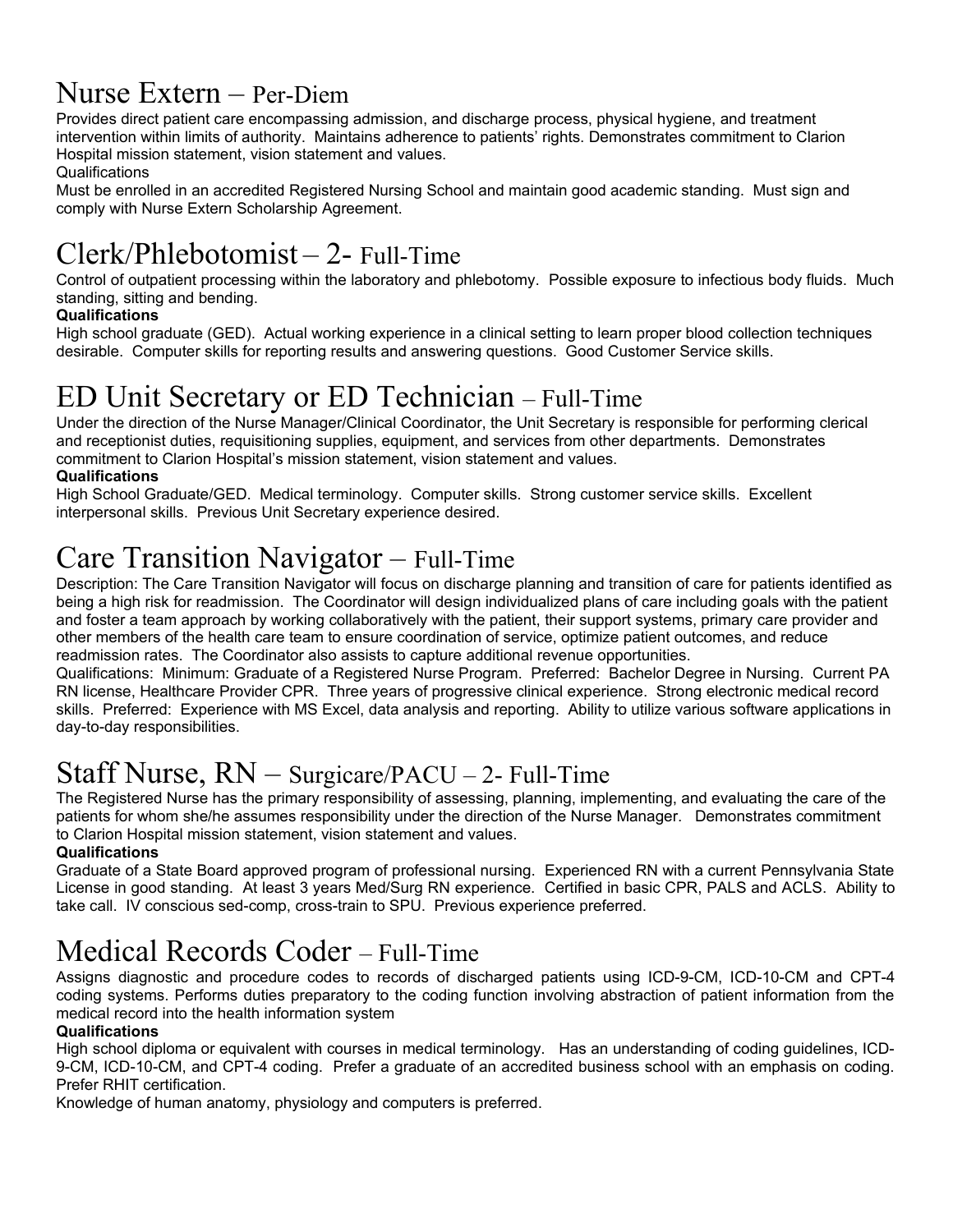## Nurse Extern – Per-Diem

Provides direct patient care encompassing admission, and discharge process, physical hygiene, and treatment intervention within limits of authority. Maintains adherence to patients' rights. Demonstrates commitment to Clarion Hospital mission statement, vision statement and values.

Qualifications

Must be enrolled in an accredited Registered Nursing School and maintain good academic standing. Must sign and comply with Nurse Extern Scholarship Agreement.

## Clerk/Phlebotomist – 2- Full-Time

Control of outpatient processing within the laboratory and phlebotomy. Possible exposure to infectious body fluids. Much standing, sitting and bending.

**Qualifications**

High school graduate (GED). Actual working experience in a clinical setting to learn proper blood collection techniques desirable. Computer skills for reporting results and answering questions. Good Customer Service skills.

## ED Unit Secretary or ED Technician – Full-Time

Under the direction of the Nurse Manager/Clinical Coordinator, the Unit Secretary is responsible for performing clerical and receptionist duties, requisitioning supplies, equipment, and services from other departments. Demonstrates commitment to Clarion Hospital's mission statement, vision statement and values.

**Qualifications**

High School Graduate/GED. Medical terminology. Computer skills. Strong customer service skills. Excellent interpersonal skills. Previous Unit Secretary experience desired.

## Care Transition Navigator – Full-Time

Description: The Care Transition Navigator will focus on discharge planning and transition of care for patients identified as being a high risk for readmission. The Coordinator will design individualized plans of care including goals with the patient and foster a team approach by working collaboratively with the patient, their support systems, primary care provider and other members of the health care team to ensure coordination of service, optimize patient outcomes, and reduce readmission rates. The Coordinator also assists to capture additional revenue opportunities.

Qualifications: Minimum: Graduate of a Registered Nurse Program. Preferred: Bachelor Degree in Nursing. Current PA RN license, Healthcare Provider CPR. Three years of progressive clinical experience. Strong electronic medical record skills. Preferred: Experience with MS Excel, data analysis and reporting. Ability to utilize various software applications in day-to-day responsibilities.

## Staff Nurse, RN – Surgicare/PACU – 2- Full-Time

The Registered Nurse has the primary responsibility of assessing, planning, implementing, and evaluating the care of the patients for whom she/he assumes responsibility under the direction of the Nurse Manager. Demonstrates commitment to Clarion Hospital mission statement, vision statement and values.

**Qualifications**

Graduate of a State Board approved program of professional nursing. Experienced RN with a current Pennsylvania State License in good standing. At least 3 years Med/Surg RN experience. Certified in basic CPR, PALS and ACLS. Ability to take call. IV conscious sed-comp, cross-train to SPU. Previous experience preferred.

## Medical Records Coder – Full-Time

Assigns diagnostic and procedure codes to records of discharged patients using ICD-9-CM, ICD-10-CM and CPT-4 coding systems. Performs duties preparatory to the coding function involving abstraction of patient information from the medical record into the health information system

**Qualifications**

High school diploma or equivalent with courses in medical terminology. Has an understanding of coding guidelines, ICD-9-CM, ICD-10-CM, and CPT-4 coding. Prefer a graduate of an accredited business school with an emphasis on coding. Prefer RHIT certification.

Knowledge of human anatomy, physiology and computers is preferred.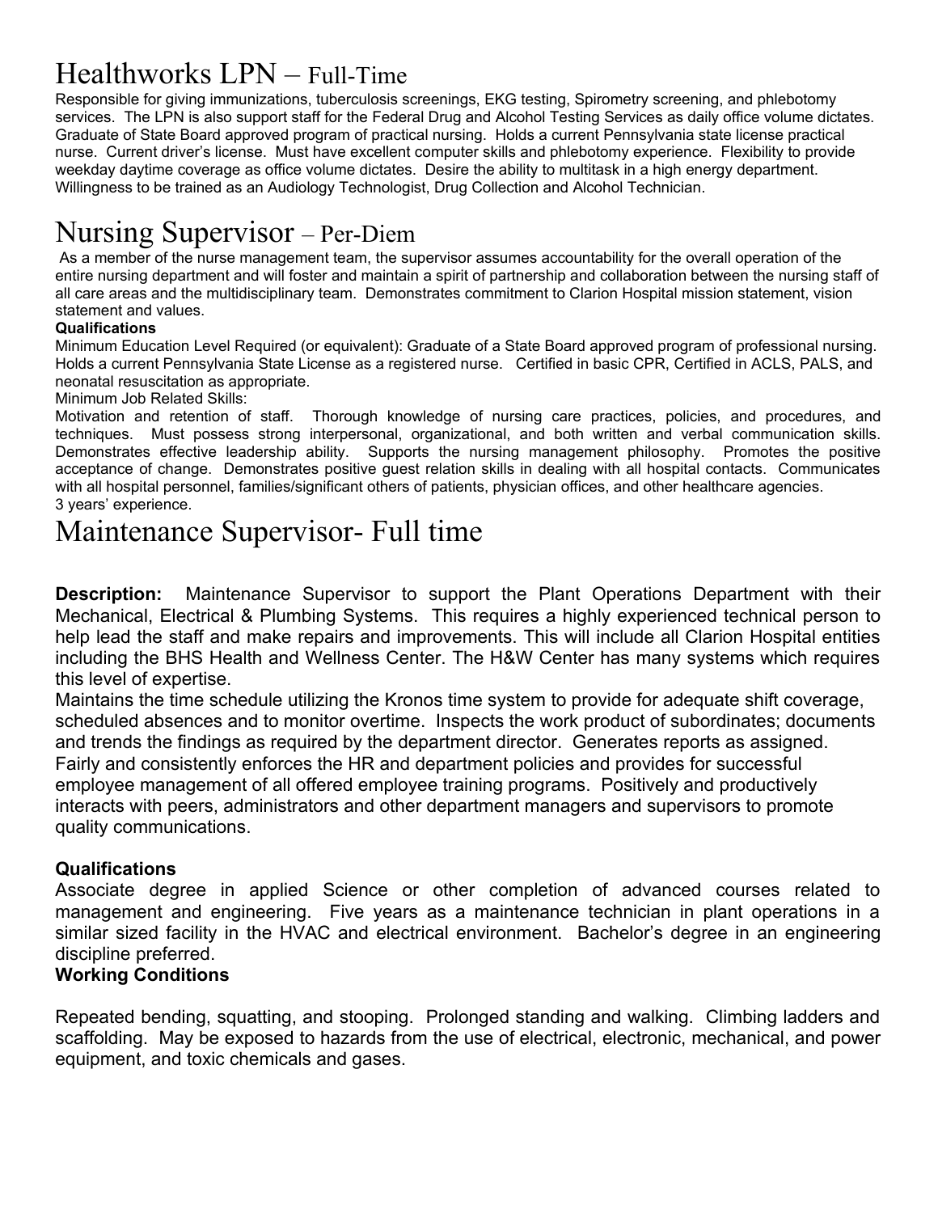# Healthworks LPN – Full-Time

Responsible for giving immunizations, tuberculosis screenings, EKG testing, Spirometry screening, and phlebotomy services. The LPN is also support staff for the Federal Drug and Alcohol Testing Services as daily office volume dictates. Graduate of State Board approved program of practical nursing. Holds a current Pennsylvania state license practical nurse. Current driver's license. Must have excellent computer skills and phlebotomy experience. Flexibility to provide weekday daytime coverage as office volume dictates. Desire the ability to multitask in a high energy department. Willingness to be trained as an Audiology Technologist, Drug Collection and Alcohol Technician.

# Nursing Supervisor – Per-Diem

As a member of the nurse management team, the supervisor assumes accountability for the overall operation of the entire nursing department and will foster and maintain a spirit of partnership and collaboration between the nursing staff of all care areas and the multidisciplinary team. Demonstrates commitment to Clarion Hospital mission statement, vision statement and values.

**Qualifications**

Minimum Education Level Required (or equivalent): Graduate of a State Board approved program of professional nursing. Holds a current Pennsylvania State License as a registered nurse. Certified in basic CPR, Certified in ACLS, PALS, and neonatal resuscitation as appropriate.

Minimum Job Related Skills:

Motivation and retention of staff. Thorough knowledge of nursing care practices, policies, and procedures, and techniques. Must possess strong interpersonal, organizational, and both written and verbal communication skills. Demonstrates effective leadership ability. Supports the nursing management philosophy. Promotes the positive acceptance of change. Demonstrates positive guest relation skills in dealing with all hospital contacts. Communicates with all hospital personnel, families/significant others of patients, physician offices, and other healthcare agencies.

3 years' experience.

# Maintenance Supervisor- Full time

**Description:** Maintenance Supervisor to support the Plant Operations Department with their Mechanical, Electrical & Plumbing Systems. This requires a highly experienced technical person to help lead the staff and make repairs and improvements. This will include all Clarion Hospital entities including the BHS Health and Wellness Center. The H&W Center has many systems which requires this level of expertise.

Maintains the time schedule utilizing the Kronos time system to provide for adequate shift coverage, scheduled absences and to monitor overtime. Inspects the work product of subordinates; documents and trends the findings as required by the department director. Generates reports as assigned. Fairly and consistently enforces the HR and department policies and provides for successful employee management of all offered employee training programs. Positively and productively interacts with peers, administrators and other department managers and supervisors to promote quality communications.

**Qualifications**

Associate degree in applied Science or other completion of advanced courses related to management and engineering. Five years as a maintenance technician in plant operations in a similar sized facility in the HVAC and electrical environment. Bachelor's degree in an engineering discipline preferred.

**Working Conditions**

Repeated bending, squatting, and stooping. Prolonged standing and walking. Climbing ladders and scaffolding. May be exposed to hazards from the use of electrical, electronic, mechanical, and power equipment, and toxic chemicals and gases.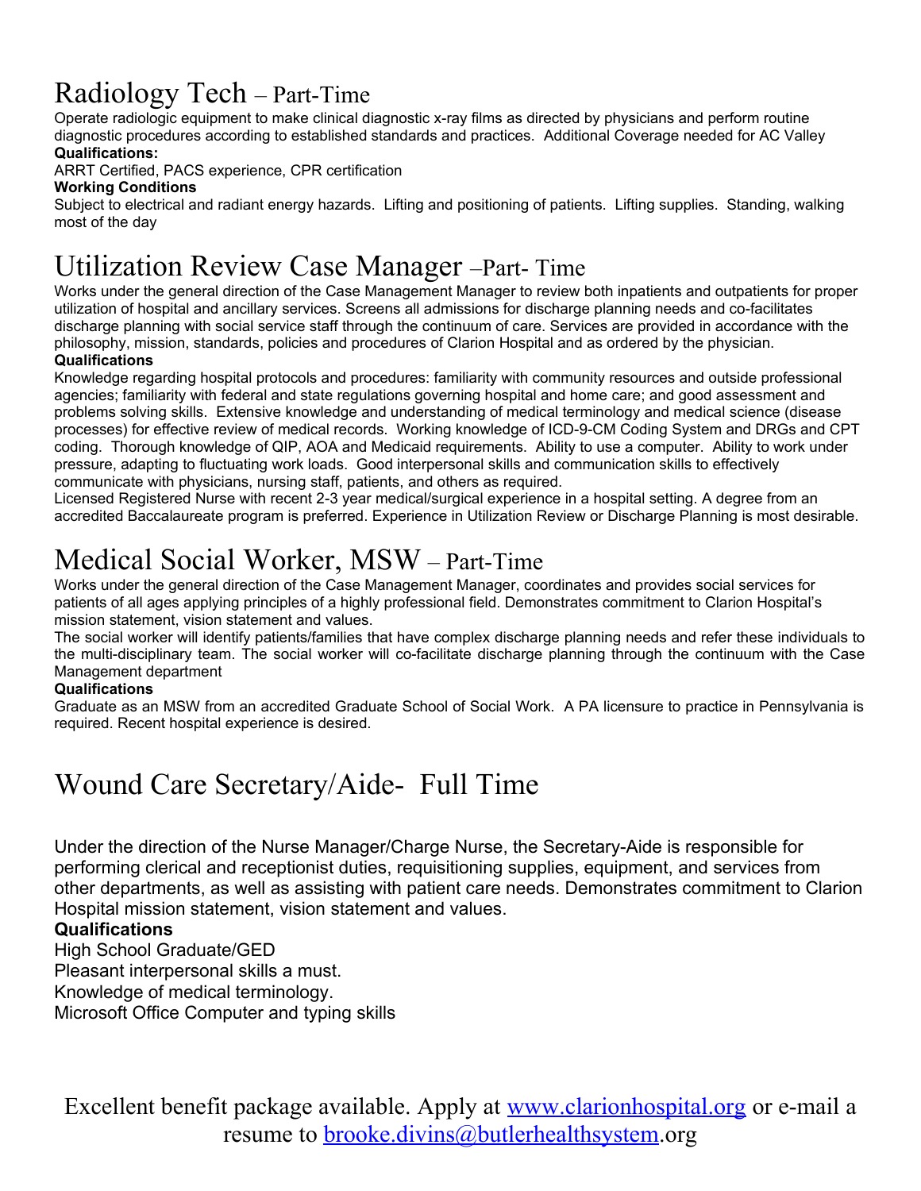# Radiology Tech – Part-Time

Operate radiologic equipment to make clinical diagnostic x-ray films as directed by physicians and perform routine diagnostic procedures according to established standards and practices. Additional Coverage needed for AC Valley

**Qualifications:**

ARRT Certified, PACS experience, CPR certification

**Working Conditions**

Subject to electrical and radiant energy hazards. Lifting and positioning of patients. Lifting supplies. Standing, walking most of the day

# Utilization Review Case Manager –Part- Time

Works under the general direction of the Case Management Manager to review both inpatients and outpatients for proper utilization of hospital and ancillary services. Screens all admissions for discharge planning needs and co-facilitates discharge planning with social service staff through the continuum of care. Services are provided in accordance with the philosophy, mission, standards, policies and procedures of Clarion Hospital and as ordered by the physician.

**Qualifications**

Knowledge regarding hospital protocols and procedures: familiarity with community resources and outside professional agencies; familiarity with federal and state regulations governing hospital and home care; and good assessment and problems solving skills. Extensive knowledge and understanding of medical terminology and medical science (disease processes) for effective review of medical records. Working knowledge of ICD-9-CM Coding System and DRGs and CPT coding. Thorough knowledge of QIP, AOA and Medicaid requirements. Ability to use a computer. Ability to work under pressure, adapting to fluctuating work loads. Good interpersonal skills and communication skills to effectively communicate with physicians, nursing staff, patients, and others as required.

Licensed Registered Nurse with recent 2-3 year medical/surgical experience in a hospital setting. A degree from an accredited Baccalaureate program is preferred. Experience in Utilization Review or Discharge Planning is most desirable.

# Medical Social Worker, MSW – Part-Time

Works under the general direction of the Case Management Manager, coordinates and provides social services for patients of all ages applying principles of a highly professional field. Demonstrates commitment to Clarion Hospital's mission statement, vision statement and values.

The social worker will identify patients/families that have complex discharge planning needs and refer these individuals to the multi-disciplinary team. The social worker will co-facilitate discharge planning through the continuum with the Case Management department

**Qualifications**

Graduate as an MSW from an accredited Graduate School of Social Work. A PA licensure to practice in Pennsylvania is required. Recent hospital experience is desired.

# Wound Care Secretary/Aide- Full Time

Under the direction of the Nurse Manager/Charge Nurse, the Secretary-Aide is responsible for performing clerical and receptionist duties, requisitioning supplies, equipment, and services from other departments, as well as assisting with patient care needs. Demonstrates commitment to Clarion Hospital mission statement, vision statement and values.

**Qualifications**

High School Graduate/GED

Pleasant interpersonal skills a must.

Knowledge of medical terminology.

Microsoft Office Computer and typing skills

Excellent benefit package available. Apply at www.clarionhospital.org or e-mail a resume to brooke.divins@butlerhealthsystem.org